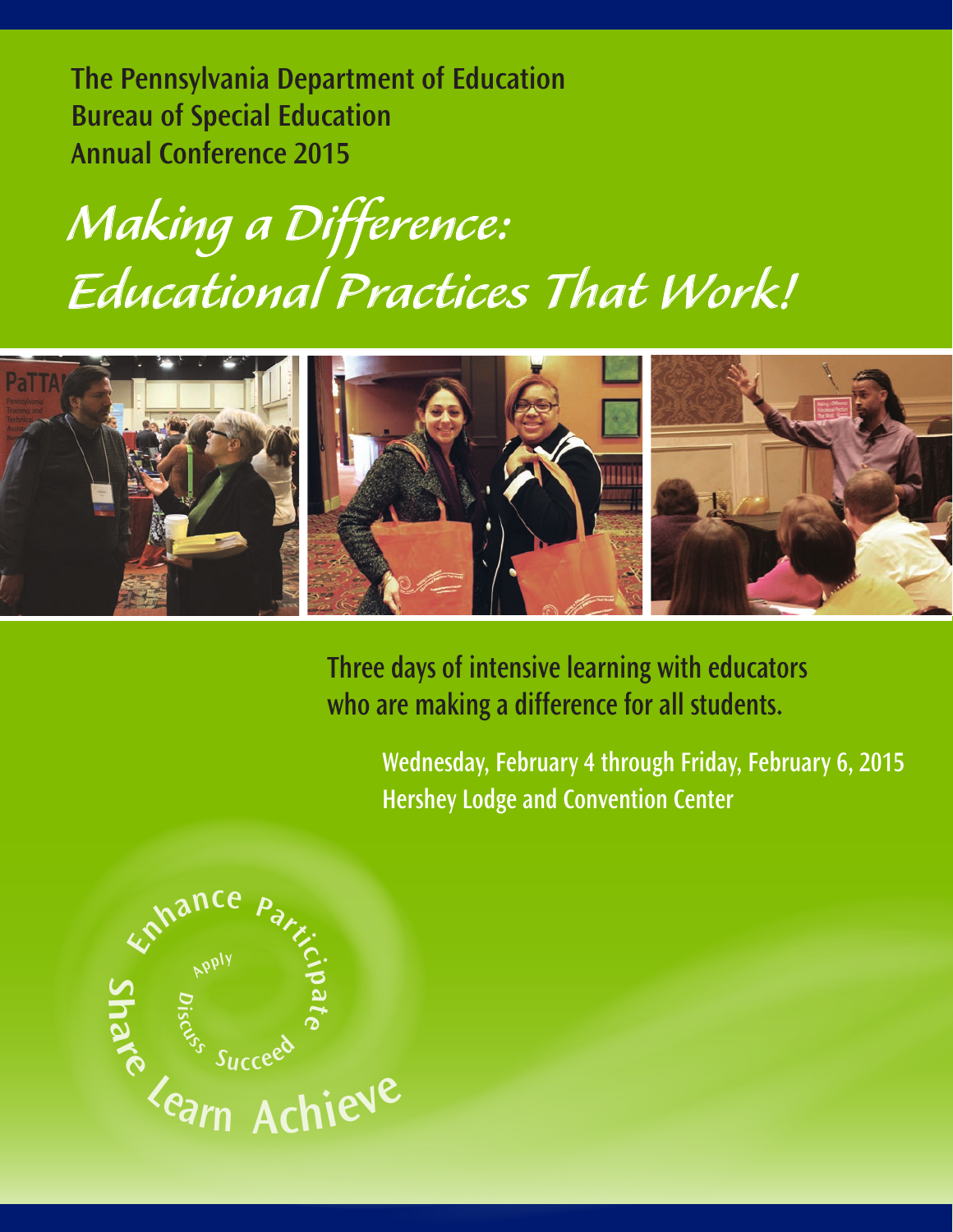**The Pennsylvania Department of Education**
**Bureau of Special Education**
**Annual Conference 2015**

# *Making a Difference: Educational Practices That Work!*

Three days of intensive learning with educators who are making a difference for all students.

**Wednesday, February 4 through Friday, February 6, 2015**
**Hershey Lodge and Convention Center**

Enhance Participate Apply Discuss Succeed Share Learn Achieve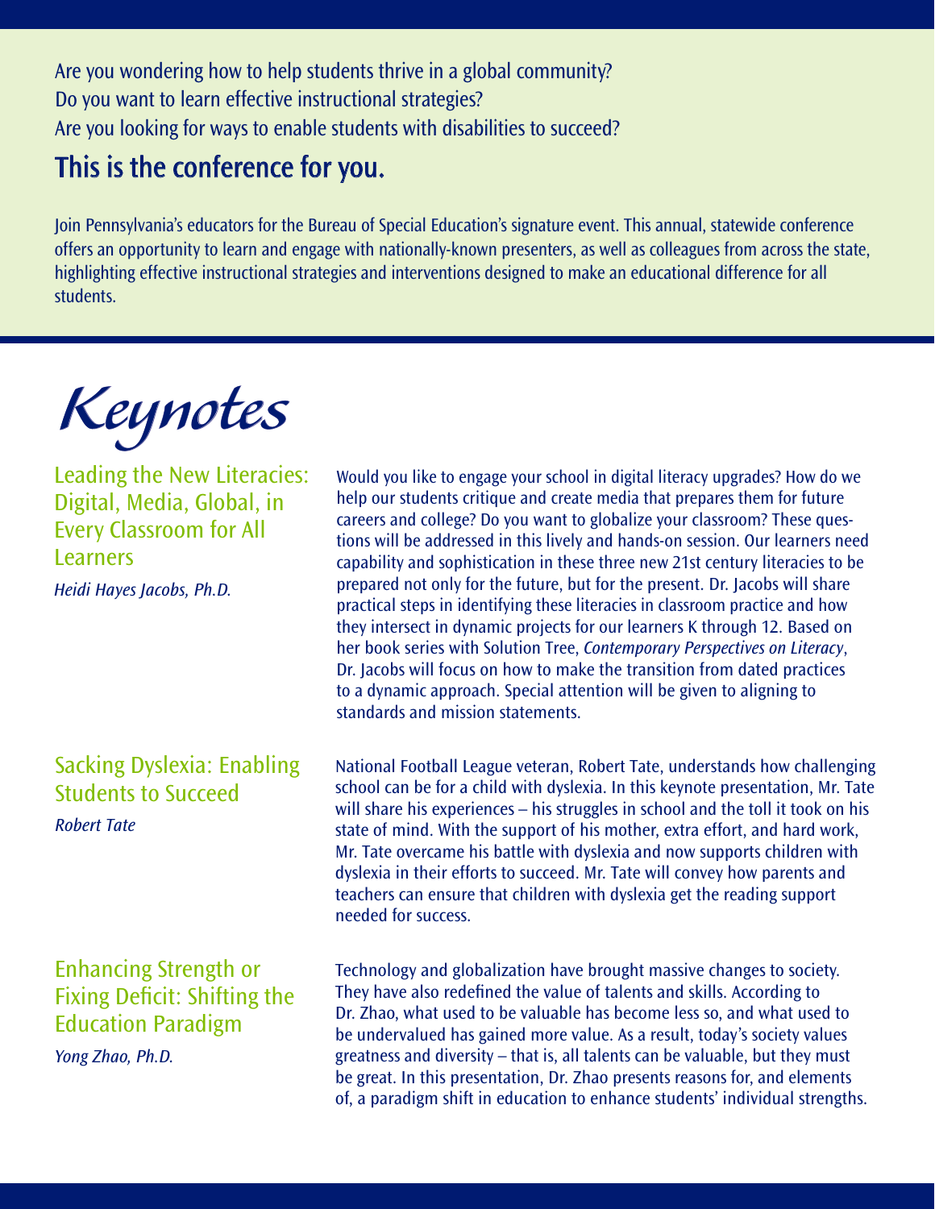Are you wondering how to help students thrive in a global community?
Do you want to learn effective instructional strategies?
Are you looking for ways to enable students with disabilities to succeed?

## This is the conference for you.

Join Pennsylvania's educators for the Bureau of Special Education's signature event. This annual, statewide conference offers an opportunity to learn and engage with nationally-known presenters, as well as colleagues from across the state, highlighting effective instructional strategies and interventions designed to make an educational difference for all students.

# Keynotes

### Leading the New Literacies: Digital, Media, Global, in Every Classroom for All Learners

*Heidi Hayes Jacobs, Ph.D.*

Would you like to engage your school in digital literacy upgrades? How do we help our students critique and create media that prepares them for future careers and college? Do you want to globalize your classroom? These questions will be addressed in this lively and hands-on session. Our learners need capability and sophistication in these three new 21st century literacies to be prepared not only for the future, but for the present. Dr. Jacobs will share practical steps in identifying these literacies in classroom practice and how they intersect in dynamic projects for our learners K through 12. Based on her book series with Solution Tree, *Contemporary Perspectives on Literacy*, Dr. Jacobs will focus on how to make the transition from dated practices to a dynamic approach. Special attention will be given to aligning to standards and mission statements.

### Sacking Dyslexia: Enabling Students to Succeed

*Robert Tate*

National Football League veteran, Robert Tate, understands how challenging school can be for a child with dyslexia. In this keynote presentation, Mr. Tate will share his experiences – his struggles in school and the toll it took on his state of mind. With the support of his mother, extra effort, and hard work, Mr. Tate overcame his battle with dyslexia and now supports children with dyslexia in their efforts to succeed. Mr. Tate will convey how parents and teachers can ensure that children with dyslexia get the reading support needed for success.

### Enhancing Strength or Fixing Deficit: Shifting the Education Paradigm

*Yong Zhao, Ph.D.*

Technology and globalization have brought massive changes to society. They have also redefined the value of talents and skills. According to Dr. Zhao, what used to be valuable has become less so, and what used to be undervalued has gained more value. As a result, today's society values greatness and diversity – that is, all talents can be valuable, but they must be great. In this presentation, Dr. Zhao presents reasons for, and elements of, a paradigm shift in education to enhance students' individual strengths.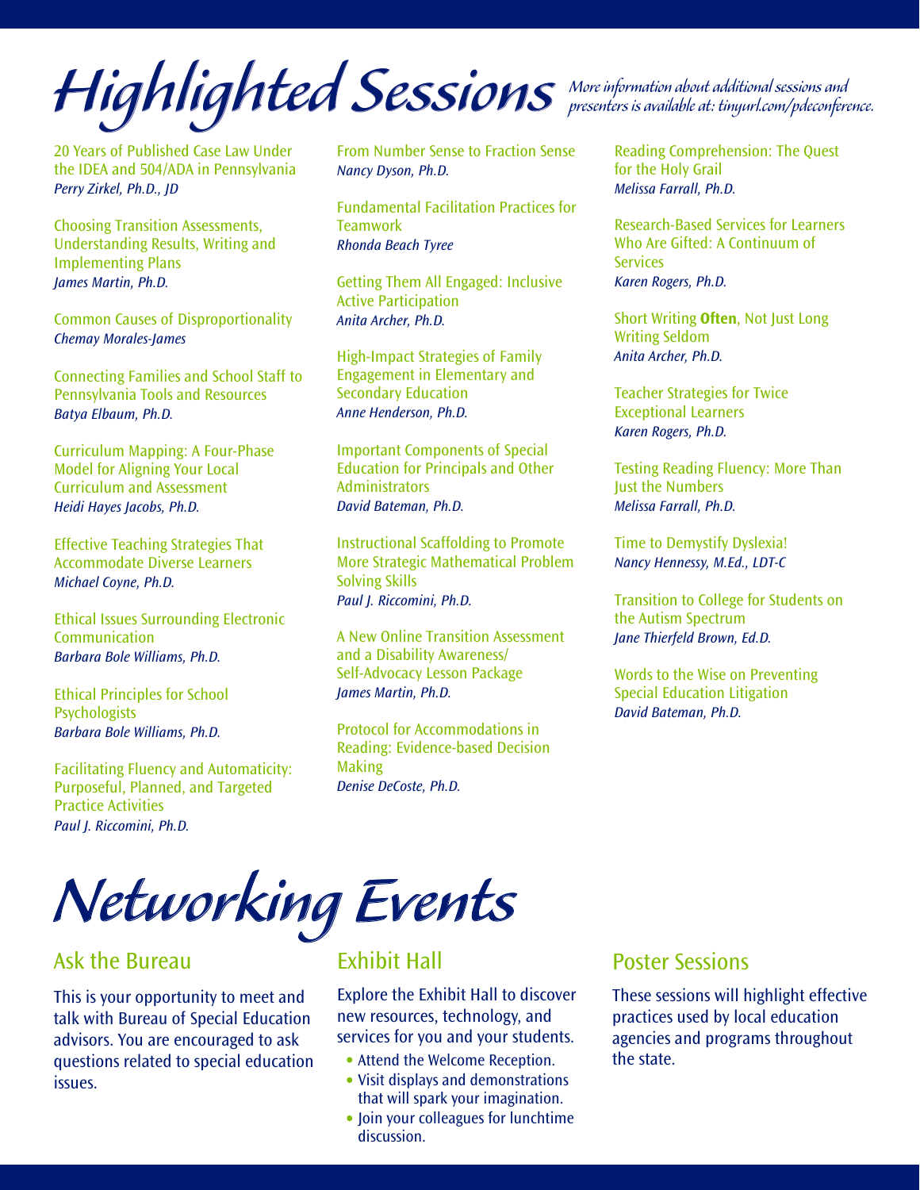# Highlighted Sessions

*More information about additional sessions and presenters is available at: tinyurl.com/pdeconference.*

20 Years of Published Case Law Under the IDEA and 504/ADA in Pennsylvania
*Perry Zirkel, Ph.D., JD*

Choosing Transition Assessments, Understanding Results, Writing and Implementing Plans
*James Martin, Ph.D.*

Common Causes of Disproportionality
*Chemay Morales-James*

Connecting Families and School Staff to Pennsylvania Tools and Resources
*Batya Elbaum, Ph.D.*

Curriculum Mapping: A Four-Phase Model for Aligning Your Local Curriculum and Assessment
*Heidi Hayes Jacobs, Ph.D.*

Effective Teaching Strategies That Accommodate Diverse Learners
*Michael Coyne, Ph.D.*

Ethical Issues Surrounding Electronic Communication
*Barbara Bole Williams, Ph.D.*

Ethical Principles for School Psychologists
*Barbara Bole Williams, Ph.D.*

Facilitating Fluency and Automaticity: Purposeful, Planned, and Targeted Practice Activities
*Paul J. Riccomini, Ph.D.*

From Number Sense to Fraction Sense
*Nancy Dyson, Ph.D.*

Fundamental Facilitation Practices for Teamwork
*Rhonda Beach Tyree*

Getting Them All Engaged: Inclusive Active Participation
*Anita Archer, Ph.D.*

High-Impact Strategies of Family Engagement in Elementary and Secondary Education
*Anne Henderson, Ph.D.*

Important Components of Special Education for Principals and Other Administrators
*David Bateman, Ph.D.*

Instructional Scaffolding to Promote More Strategic Mathematical Problem Solving Skills
*Paul J. Riccomini, Ph.D.*

A New Online Transition Assessment and a Disability Awareness/ Self-Advocacy Lesson Package
*James Martin, Ph.D.*

Protocol for Accommodations in Reading: Evidence-based Decision Making
*Denise DeCoste, Ph.D.*

Reading Comprehension: The Quest for the Holy Grail
*Melissa Farrall, Ph.D.*

Research-Based Services for Learners Who Are Gifted: A Continuum of Services
*Karen Rogers, Ph.D.*

Short Writing **Often**, Not Just Long Writing Seldom
*Anita Archer, Ph.D.*

Teacher Strategies for Twice Exceptional Learners
*Karen Rogers, Ph.D.*

Testing Reading Fluency: More Than Just the Numbers
*Melissa Farrall, Ph.D.*

Time to Demystify Dyslexia!
*Nancy Hennessy, M.Ed., LDT-C*

Transition to College for Students on the Autism Spectrum
*Jane Thierfeld Brown, Ed.D.*

Words to the Wise on Preventing Special Education Litigation
*David Bateman, Ph.D.*

# Networking Events

## Ask the Bureau

This is your opportunity to meet and talk with Bureau of Special Education advisors. You are encouraged to ask questions related to special education issues.

## Exhibit Hall

Explore the Exhibit Hall to discover new resources, technology, and services for you and your students.

- Attend the Welcome Reception.
- Visit displays and demonstrations that will spark your imagination.
- Join your colleagues for lunchtime discussion.

## Poster Sessions

These sessions will highlight effective practices used by local education agencies and programs throughout the state.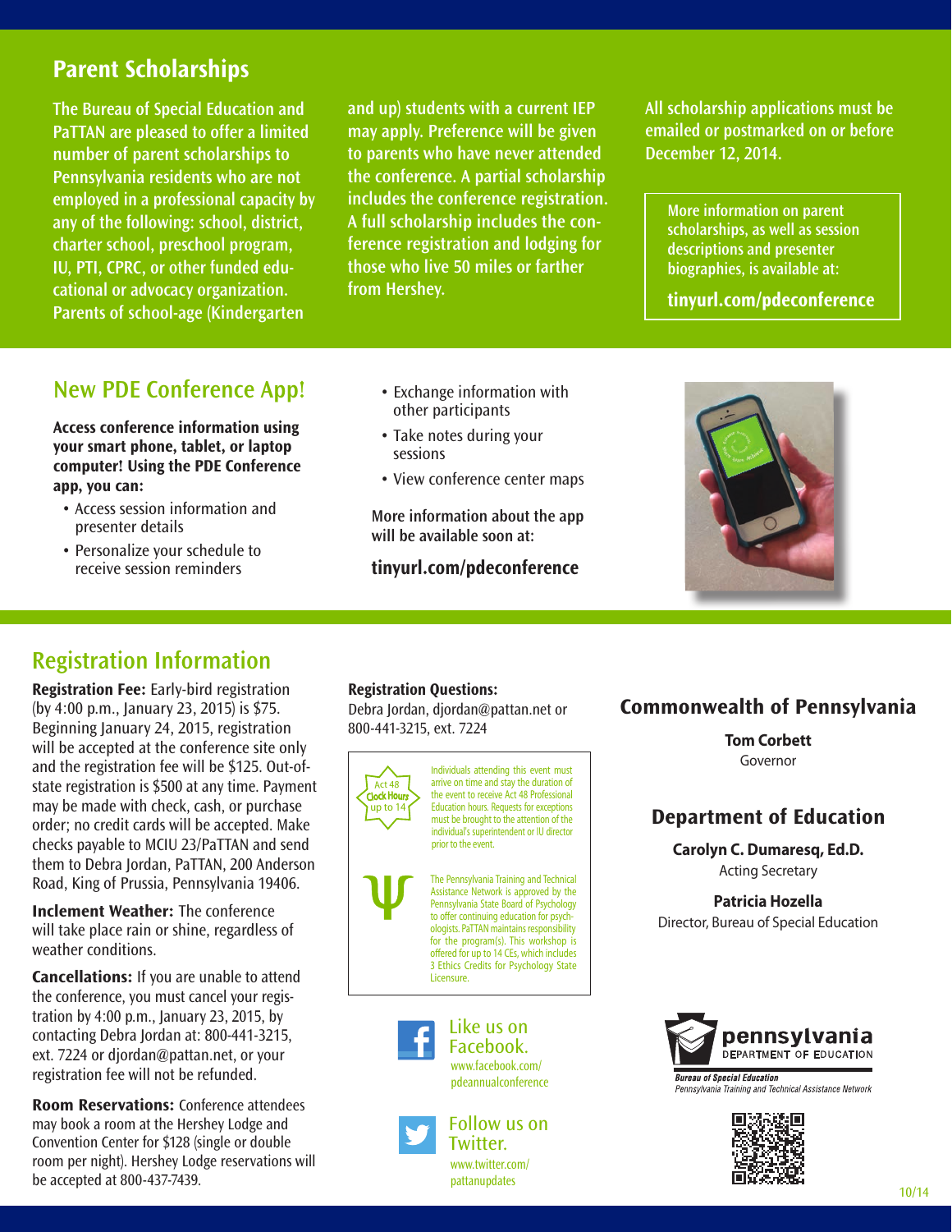## Parent Scholarships

The Bureau of Special Education and PaTTAN are pleased to offer a limited number of parent scholarships to Pennsylvania residents who are not employed in a professional capacity by any of the following: school, district, charter school, preschool program, IU, PTI, CPRC, or other funded educational or advocacy organization. Parents of school-age (Kindergarten and up) students with a current IEP may apply. Preference will be given to parents who have never attended the conference. A partial scholarship includes the conference registration. A full scholarship includes the conference registration and lodging for those who live 50 miles or farther from Hershey.

All scholarship applications must be emailed or postmarked on or before December 12, 2014.

More information on parent scholarships, as well as session descriptions and presenter biographies, is available at:

**tinyurl.com/pdeconference**

## New PDE Conference App!

**Access conference information using your smart phone, tablet, or laptop computer! Using the PDE Conference app, you can:**

- Access session information and presenter details
- Personalize your schedule to receive session reminders
- Exchange information with other participants
- Take notes during your sessions
- View conference center maps

More information about the app will be available soon at:

**tinyurl.com/pdeconference**

## Registration Information

**Registration Fee:** Early-bird registration (by 4:00 p.m., January 23, 2015) is $75. Beginning January 24, 2015, registration will be accepted at the conference site only and the registration fee will be $125. Out-of-state registration is $500 at any time. Payment may be made with check, cash, or purchase order; no credit cards will be accepted. Make checks payable to MCIU 23/PaTTAN and send them to Debra Jordan, PaTTAN, 200 Anderson Road, King of Prussia, Pennsylvania 19406.

**Inclement Weather:** The conference will take place rain or shine, regardless of weather conditions.

**Cancellations:** If you are unable to attend the conference, you must cancel your registration by 4:00 p.m., January 23, 2015, by contacting Debra Jordan at: 800-441-3215, ext. 7224 or djordan@pattan.net, or your registration fee will not be refunded.

**Room Reservations:** Conference attendees may book a room at the Hershey Lodge and Convention Center for $128 (single or double room per night). Hershey Lodge reservations will be accepted at 800-437-7439.

**Registration Questions:**
Debra Jordan, djordan@pattan.net or 800-441-3215, ext. 7224

Act 48 Clock Hours up to 14

Individuals attending this event must arrive on time and stay the duration of the event to receive Act 48 Professional Education hours. Requests for exceptions must be brought to the attention of the individual's superintendent or IU director prior to the event.

The Pennsylvania Training and Technical Assistance Network is approved by the Pennsylvania State Board of Psychology to offer continuing education for psychologists. PaTTAN maintains responsibility for the program(s). This workshop is offered for up to 14 CEs, which includes 3 Ethics Credits for Psychology State Licensure.

Like us on Facebook.
www.facebook.com/pdeannualconference

Follow us on Twitter.
www.twitter.com/pattanupdates

### Commonwealth of Pennsylvania

**Tom Corbett**
Governor

### Department of Education

**Carolyn C. Dumaresq, Ed.D.**
Acting Secretary

**Patricia Hozella**
Director, Bureau of Special Education

pennsylvania
DEPARTMENT OF EDUCATION

*Bureau of Special Education*
*Pennsylvania Training and Technical Assistance Network*

10/14